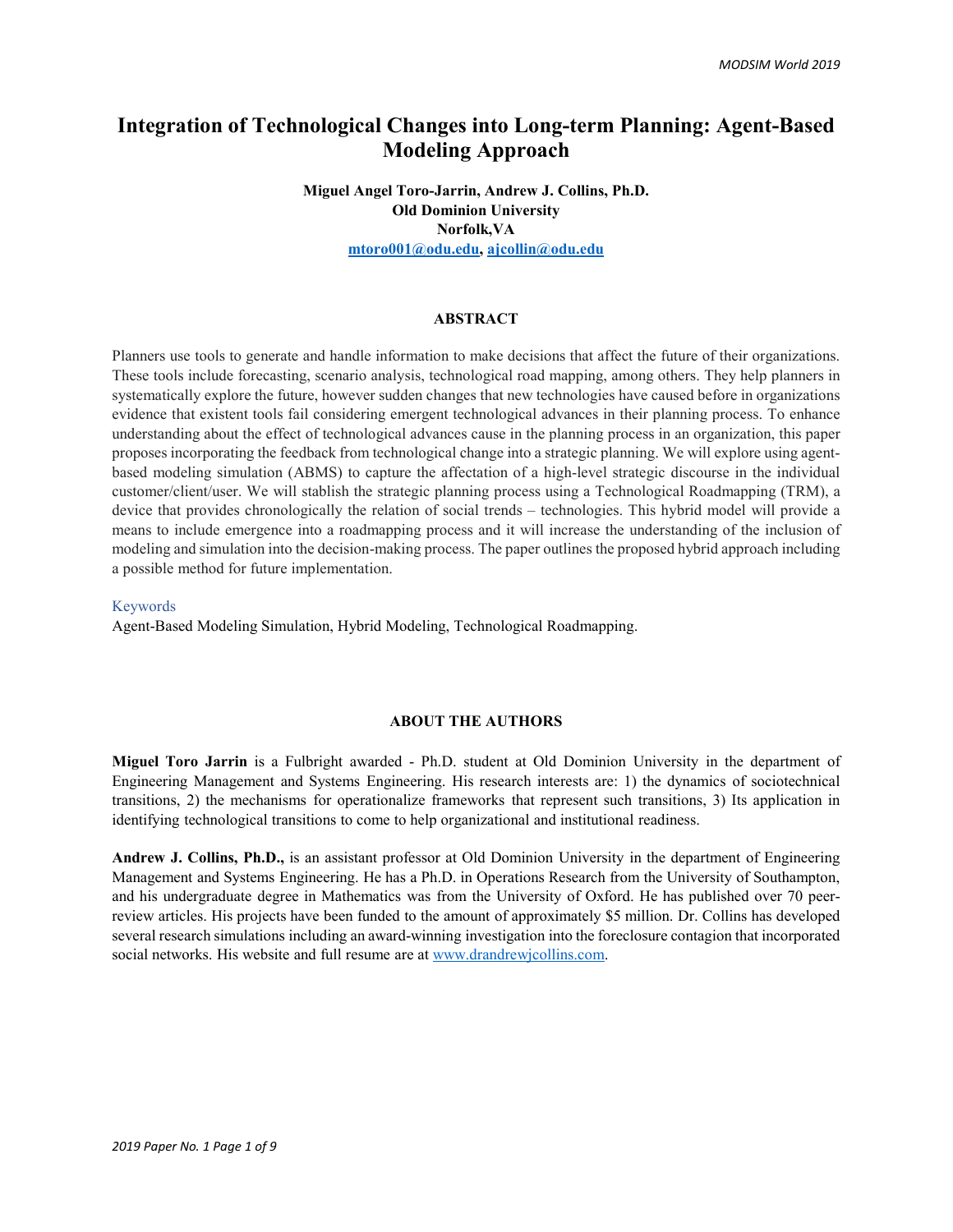# Integration of Technological Changes into Long-term Planning: Agent-Based Modeling Approach

**Miguel Angel Toro-Jarrin, Andrew J. Collins, Ph.D.**
**Old Dominion University**
**Norfolk,VA**
**mtoro001@odu.edu, ajcollin@odu.edu**

## ABSTRACT

Planners use tools to generate and handle information to make decisions that affect the future of their organizations. These tools include forecasting, scenario analysis, technological road mapping, among others. They help planners in systematically explore the future, however sudden changes that new technologies have caused before in organizations evidence that existent tools fail considering emergent technological advances in their planning process. To enhance understanding about the effect of technological advances cause in the planning process in an organization, this paper proposes incorporating the feedback from technological change into a strategic planning. We will explore using agent-based modeling simulation (ABMS) to capture the affectation of a high-level strategic discourse in the individual customer/client/user. We will stablish the strategic planning process using a Technological Roadmapping (TRM), a device that provides chronologically the relation of social trends – technologies. This hybrid model will provide a means to include emergence into a roadmapping process and it will increase the understanding of the inclusion of modeling and simulation into the decision-making process. The paper outlines the proposed hybrid approach including a possible method for future implementation.

Keywords

Agent-Based Modeling Simulation, Hybrid Modeling, Technological Roadmapping.

## ABOUT THE AUTHORS

**Miguel Toro Jarrin** is a Fulbright awarded - Ph.D. student at Old Dominion University in the department of Engineering Management and Systems Engineering. His research interests are: 1) the dynamics of sociotechnical transitions, 2) the mechanisms for operationalize frameworks that represent such transitions, 3) Its application in identifying technological transitions to come to help organizational and institutional readiness.

**Andrew J. Collins, Ph.D.,** is an assistant professor at Old Dominion University in the department of Engineering Management and Systems Engineering. He has a Ph.D. in Operations Research from the University of Southampton, and his undergraduate degree in Mathematics was from the University of Oxford. He has published over 70 peer-review articles. His projects have been funded to the amount of approximately $5 million. Dr. Collins has developed several research simulations including an award-winning investigation into the foreclosure contagion that incorporated social networks. His website and full resume are at www.drandrewjcollins.com.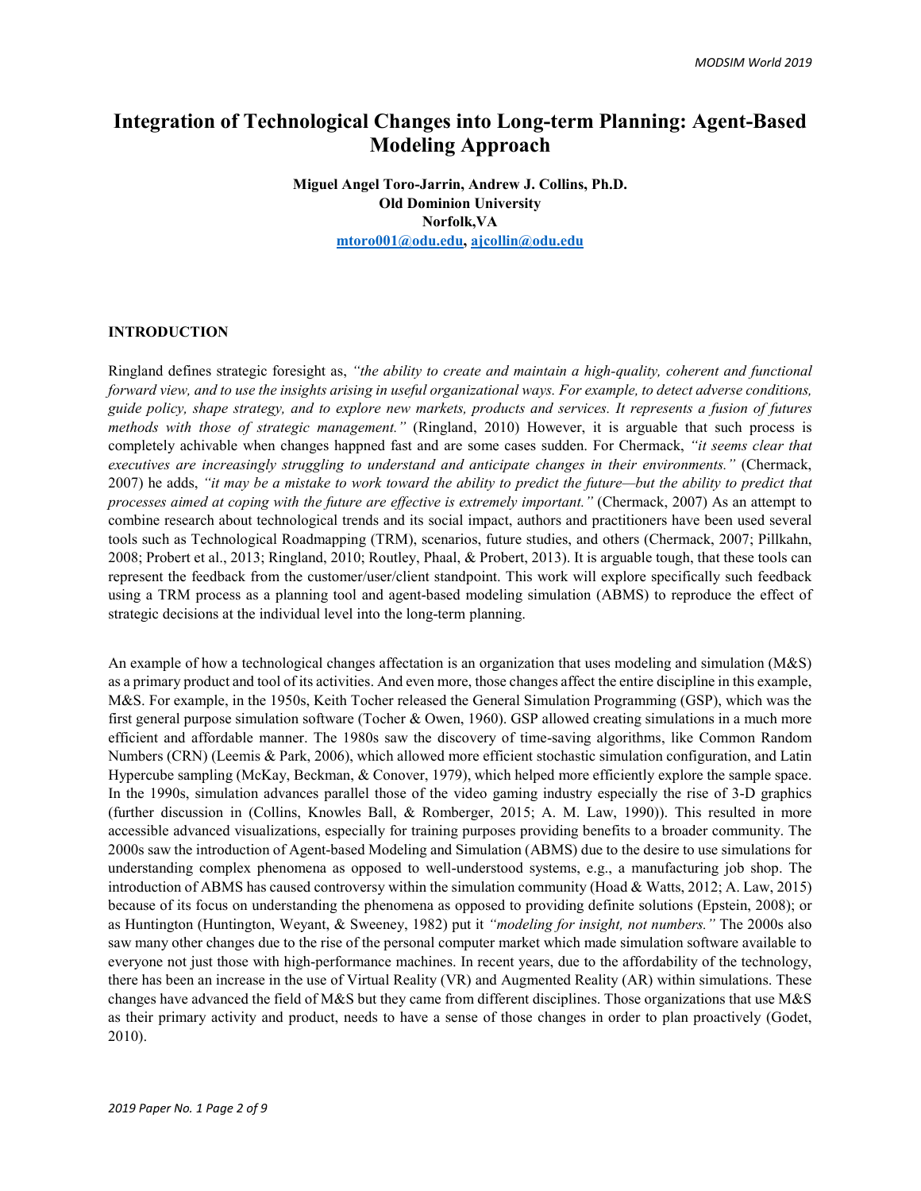# Integration of Technological Changes into Long-term Planning: Agent-Based Modeling Approach

**Miguel Angel Toro-Jarrin, Andrew J. Collins, Ph.D.**
**Old Dominion University**
**Norfolk,VA**
**mtoro001@odu.edu, ajcollin@odu.edu**

## INTRODUCTION

Ringland defines strategic foresight as, *"the ability to create and maintain a high-quality, coherent and functional forward view, and to use the insights arising in useful organizational ways. For example, to detect adverse conditions, guide policy, shape strategy, and to explore new markets, products and services. It represents a fusion of futures methods with those of strategic management."* (Ringland, 2010) However, it is arguable that such process is completely achivable when changes happned fast and are some cases sudden. For Chermack, *"it seems clear that executives are increasingly struggling to understand and anticipate changes in their environments."* (Chermack, 2007) he adds, *"it may be a mistake to work toward the ability to predict the future—but the ability to predict that processes aimed at coping with the future are effective is extremely important."* (Chermack, 2007) As an attempt to combine research about technological trends and its social impact, authors and practitioners have been used several tools such as Technological Roadmapping (TRM), scenarios, future studies, and others (Chermack, 2007; Pillkahn, 2008; Probert et al., 2013; Ringland, 2010; Routley, Phaal, & Probert, 2013). It is arguable tough, that these tools can represent the feedback from the customer/user/client standpoint. This work will explore specifically such feedback using a TRM process as a planning tool and agent-based modeling simulation (ABMS) to reproduce the effect of strategic decisions at the individual level into the long-term planning.

An example of how a technological changes affectation is an organization that uses modeling and simulation (M&S) as a primary product and tool of its activities. And even more, those changes affect the entire discipline in this example, M&S. For example, in the 1950s, Keith Tocher released the General Simulation Programming (GSP), which was the first general purpose simulation software (Tocher & Owen, 1960). GSP allowed creating simulations in a much more efficient and affordable manner. The 1980s saw the discovery of time-saving algorithms, like Common Random Numbers (CRN) (Leemis & Park, 2006), which allowed more efficient stochastic simulation configuration, and Latin Hypercube sampling (McKay, Beckman, & Conover, 1979), which helped more efficiently explore the sample space. In the 1990s, simulation advances parallel those of the video gaming industry especially the rise of 3-D graphics (further discussion in (Collins, Knowles Ball, & Romberger, 2015; A. M. Law, 1990)). This resulted in more accessible advanced visualizations, especially for training purposes providing benefits to a broader community. The 2000s saw the introduction of Agent-based Modeling and Simulation (ABMS) due to the desire to use simulations for understanding complex phenomena as opposed to well-understood systems, e.g., a manufacturing job shop. The introduction of ABMS has caused controversy within the simulation community (Hoad & Watts, 2012; A. Law, 2015) because of its focus on understanding the phenomena as opposed to providing definite solutions (Epstein, 2008); or as Huntington (Huntington, Weyant, & Sweeney, 1982) put it *"modeling for insight, not numbers."* The 2000s also saw many other changes due to the rise of the personal computer market which made simulation software available to everyone not just those with high-performance machines. In recent years, due to the affordability of the technology, there has been an increase in the use of Virtual Reality (VR) and Augmented Reality (AR) within simulations. These changes have advanced the field of M&S but they came from different disciplines. Those organizations that use M&S as their primary activity and product, needs to have a sense of those changes in order to plan proactively (Godet, 2010).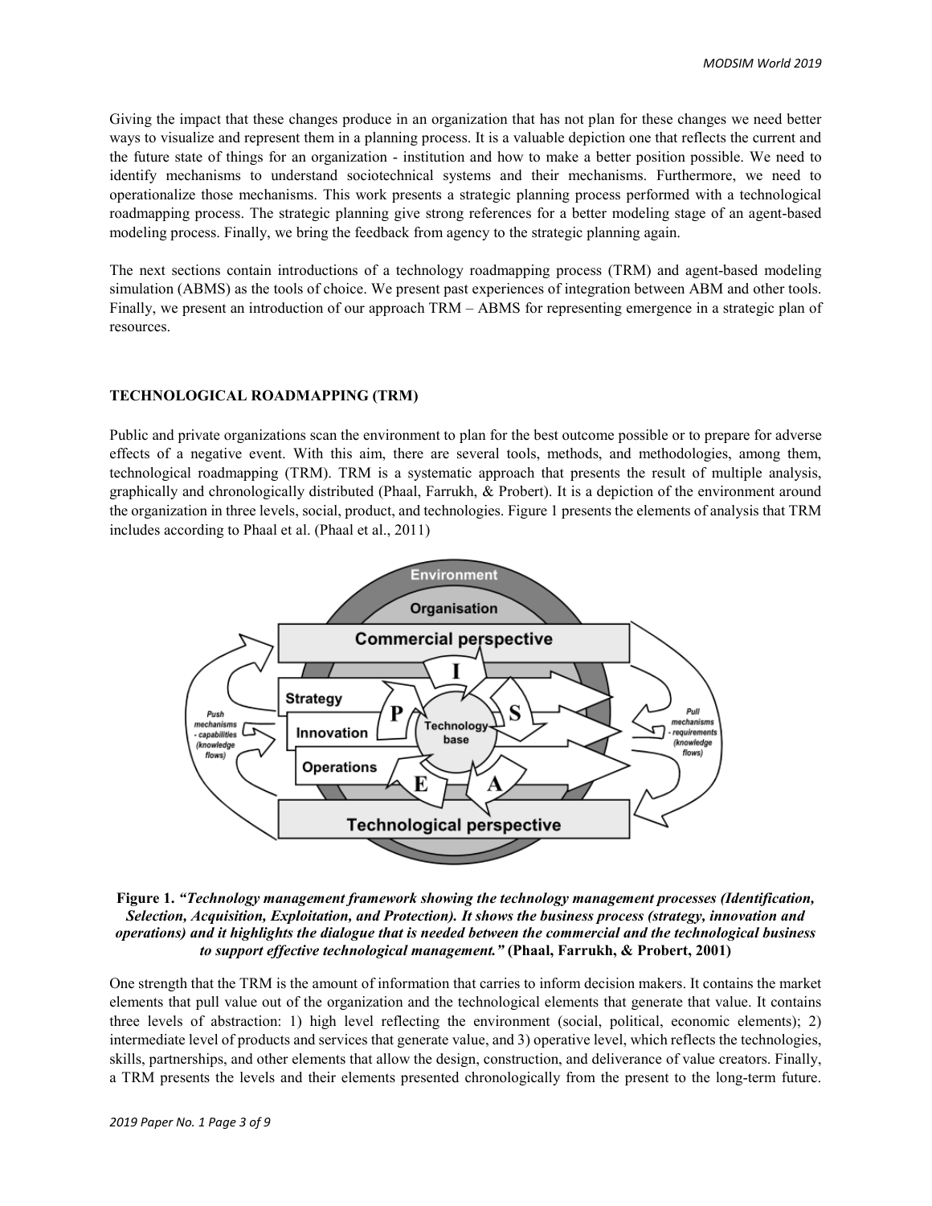Giving the impact that these changes produce in an organization that has not plan for these changes we need better ways to visualize and represent them in a planning process. It is a valuable depiction one that reflects the current and the future state of things for an organization - institution and how to make a better position possible. We need to identify mechanisms to understand sociotechnical systems and their mechanisms. Furthermore, we need to operationalize those mechanisms. This work presents a strategic planning process performed with a technological roadmapping process. The strategic planning give strong references for a better modeling stage of an agent-based modeling process. Finally, we bring the feedback from agency to the strategic planning again.

The next sections contain introductions of a technology roadmapping process (TRM) and agent-based modeling simulation (ABMS) as the tools of choice. We present past experiences of integration between ABM and other tools. Finally, we present an introduction of our approach TRM – ABMS for representing emergence in a strategic plan of resources.

## TECHNOLOGICAL ROADMAPPING (TRM)

Public and private organizations scan the environment to plan for the best outcome possible or to prepare for adverse effects of a negative event. With this aim, there are several tools, methods, and methodologies, among them, technological roadmapping (TRM). TRM is a systematic approach that presents the result of multiple analysis, graphically and chronologically distributed (Phaal, Farrukh, & Probert). It is a depiction of the environment around the organization in three levels, social, product, and technologies. Figure 1 presents the elements of analysis that TRM includes according to Phaal et al. (Phaal et al., 2011)

**Figure 1.** ***"Technology management framework showing the technology management processes (Identification, Selection, Acquisition, Exploitation, and Protection). It shows the business process (strategy, innovation and operations) and it highlights the dialogue that is needed between the commercial and the technological business to support effective technological management."*** **(Phaal, Farrukh, & Probert, 2001)**

One strength that the TRM is the amount of information that carries to inform decision makers. It contains the market elements that pull value out of the organization and the technological elements that generate that value. It contains three levels of abstraction: 1) high level reflecting the environment (social, political, economic elements); 2) intermediate level of products and services that generate value, and 3) operative level, which reflects the technologies, skills, partnerships, and other elements that allow the design, construction, and deliverance of value creators. Finally, a TRM presents the levels and their elements presented chronologically from the present to the long-term future.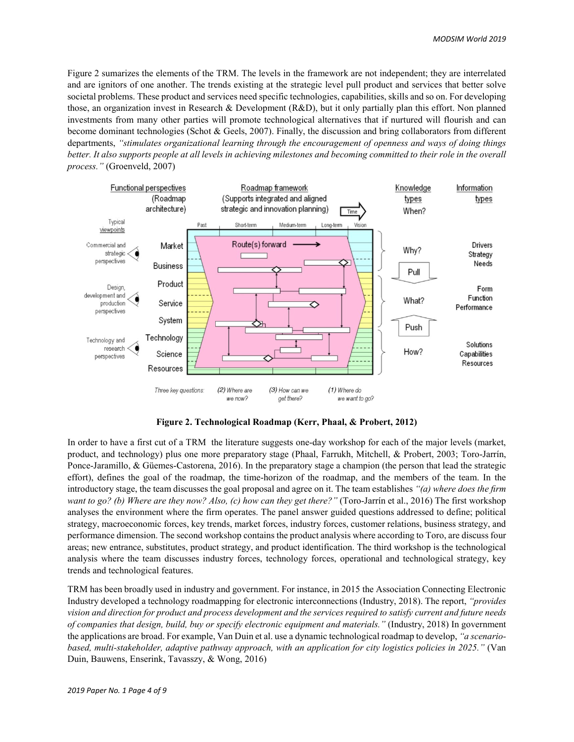Figure 2 sumarizes the elements of the TRM. The levels in the framework are not independent; they are interrelated and are ignitors of one another. The trends existing at the strategic level pull product and services that better solve societal problems. These product and services need specific technologies, capabilities, skills and so on. For developing those, an organization invest in Research & Development (R&D), but it only partially plan this effort. Non planned investments from many other parties will promote technological alternatives that if nurtured will flourish and can become dominant technologies (Schot & Geels, 2007). Finally, the discussion and bring collaborators from different departments, *"stimulates organizational learning through the encouragement of openness and ways of doing things better. It also supports people at all levels in achieving milestones and becoming committed to their role in the overall process."* (Groenveld, 2007)

**Figure 2. Technological Roadmap (Kerr, Phaal, & Probert, 2012)**

In order to have a first cut of a TRM the literature suggests one-day workshop for each of the major levels (market, product, and technology) plus one more preparatory stage (Phaal, Farrukh, Mitchell, & Probert, 2003; Toro-Jarrín, Ponce-Jaramillo, & Güemes-Castorena, 2016). In the preparatory stage a champion (the person that lead the strategic effort), defines the goal of the roadmap, the time-horizon of the roadmap, and the members of the team. In the introductory stage, the team discusses the goal proposal and agree on it. The team establishes *"(a) where does the firm want to go? (b) Where are they now? Also, (c) how can they get there?"* (Toro-Jarrín et al., 2016) The first workshop analyses the environment where the firm operates. The panel answer guided questions addressed to define; political strategy, macroeconomic forces, key trends, market forces, industry forces, customer relations, business strategy, and performance dimension. The second workshop contains the product analysis where according to Toro, are discuss four areas; new entrance, substitutes, product strategy, and product identification. The third workshop is the technological analysis where the team discusses industry forces, technology forces, operational and technological strategy, key trends and technological features.

TRM has been broadly used in industry and government. For instance, in 2015 the Association Connecting Electronic Industry developed a technology roadmapping for electronic interconnections (Industry, 2018). The report, *"provides vision and direction for product and process development and the services required to satisfy current and future needs of companies that design, build, buy or specify electronic equipment and materials."* (Industry, 2018) In government the applications are broad. For example, Van Duin et al. use a dynamic technological roadmap to develop, *"a scenario-based, multi-stakeholder, adaptive pathway approach, with an application for city logistics policies in 2025."* (Van Duin, Bauwens, Enserink, Tavasszy, & Wong, 2016)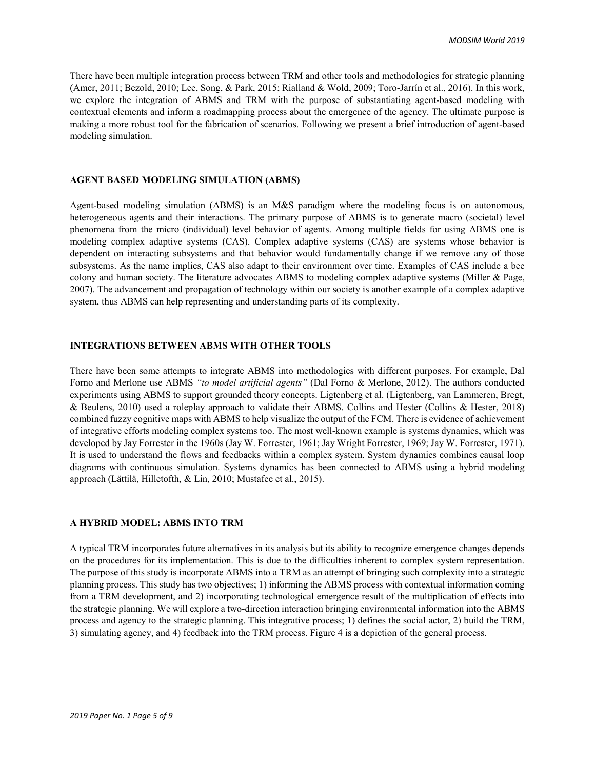There have been multiple integration process between TRM and other tools and methodologies for strategic planning (Amer, 2011; Bezold, 2010; Lee, Song, & Park, 2015; Rialland & Wold, 2009; Toro-Jarrín et al., 2016). In this work, we explore the integration of ABMS and TRM with the purpose of substantiating agent-based modeling with contextual elements and inform a roadmapping process about the emergence of the agency. The ultimate purpose is making a more robust tool for the fabrication of scenarios. Following we present a brief introduction of agent-based modeling simulation.

## AGENT BASED MODELING SIMULATION (ABMS)

Agent-based modeling simulation (ABMS) is an M&S paradigm where the modeling focus is on autonomous, heterogeneous agents and their interactions. The primary purpose of ABMS is to generate macro (societal) level phenomena from the micro (individual) level behavior of agents. Among multiple fields for using ABMS one is modeling complex adaptive systems (CAS). Complex adaptive systems (CAS) are systems whose behavior is dependent on interacting subsystems and that behavior would fundamentally change if we remove any of those subsystems. As the name implies, CAS also adapt to their environment over time. Examples of CAS include a bee colony and human society. The literature advocates ABMS to modeling complex adaptive systems (Miller & Page, 2007). The advancement and propagation of technology within our society is another example of a complex adaptive system, thus ABMS can help representing and understanding parts of its complexity.

## INTEGRATIONS BETWEEN ABMS WITH OTHER TOOLS

There have been some attempts to integrate ABMS into methodologies with different purposes. For example, Dal Forno and Merlone use ABMS *"to model artificial agents"* (Dal Forno & Merlone, 2012). The authors conducted experiments using ABMS to support grounded theory concepts. Ligtenberg et al. (Ligtenberg, van Lammeren, Bregt, & Beulens, 2010) used a roleplay approach to validate their ABMS. Collins and Hester (Collins & Hester, 2018) combined fuzzy cognitive maps with ABMS to help visualize the output of the FCM. There is evidence of achievement of integrative efforts modeling complex systems too. The most well-known example is systems dynamics, which was developed by Jay Forrester in the 1960s (Jay W. Forrester, 1961; Jay Wright Forrester, 1969; Jay W. Forrester, 1971). It is used to understand the flows and feedbacks within a complex system. System dynamics combines causal loop diagrams with continuous simulation. Systems dynamics has been connected to ABMS using a hybrid modeling approach (Lättilä, Hilletofth, & Lin, 2010; Mustafee et al., 2015).

## A HYBRID MODEL: ABMS INTO TRM

A typical TRM incorporates future alternatives in its analysis but its ability to recognize emergence changes depends on the procedures for its implementation. This is due to the difficulties inherent to complex system representation. The purpose of this study is incorporate ABMS into a TRM as an attempt of bringing such complexity into a strategic planning process. This study has two objectives; 1) informing the ABMS process with contextual information coming from a TRM development, and 2) incorporating technological emergence result of the multiplication of effects into the strategic planning. We will explore a two-direction interaction bringing environmental information into the ABMS process and agency to the strategic planning. This integrative process; 1) defines the social actor, 2) build the TRM, 3) simulating agency, and 4) feedback into the TRM process. Figure 4 is a depiction of the general process.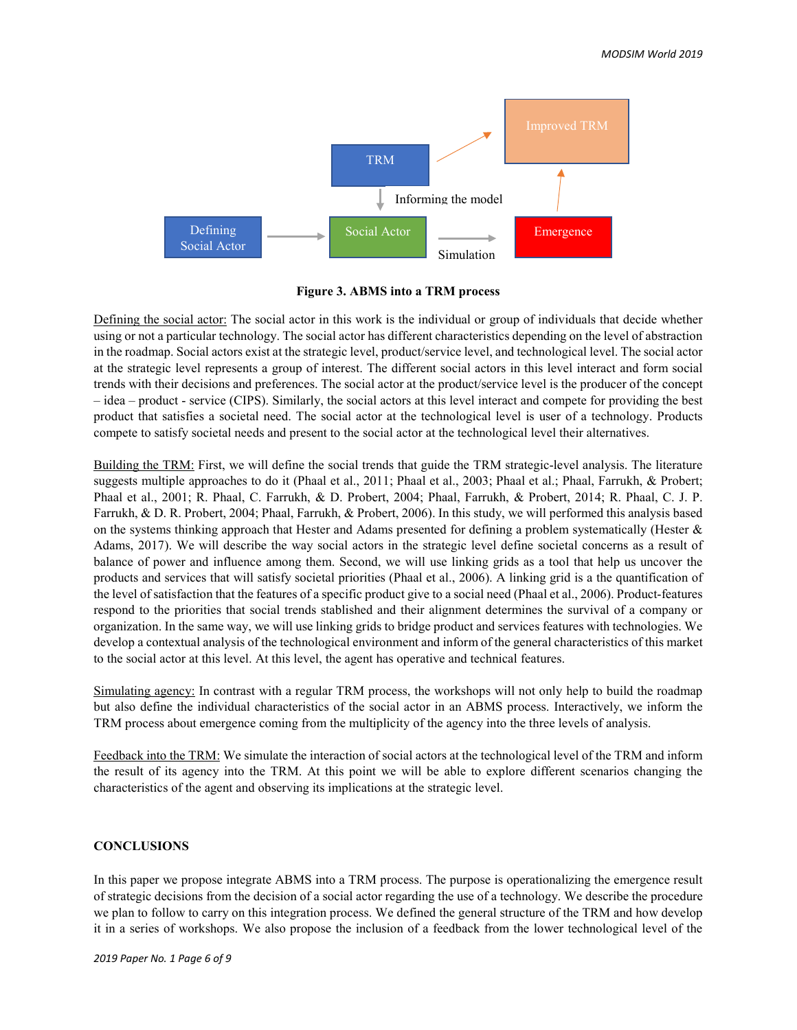**Figure 3. ABMS into a TRM process**

Defining the social actor: The social actor in this work is the individual or group of individuals that decide whether using or not a particular technology. The social actor has different characteristics depending on the level of abstraction in the roadmap. Social actors exist at the strategic level, product/service level, and technological level. The social actor at the strategic level represents a group of interest. The different social actors in this level interact and form social trends with their decisions and preferences. The social actor at the product/service level is the producer of the concept – idea – product - service (CIPS). Similarly, the social actors at this level interact and compete for providing the best product that satisfies a societal need. The social actor at the technological level is user of a technology. Products compete to satisfy societal needs and present to the social actor at the technological level their alternatives.

Building the TRM: First, we will define the social trends that guide the TRM strategic-level analysis. The literature suggests multiple approaches to do it (Phaal et al., 2011; Phaal et al., 2003; Phaal et al.; Phaal, Farrukh, & Probert; Phaal et al., 2001; R. Phaal, C. Farrukh, & D. Probert, 2004; Phaal, Farrukh, & Probert, 2014; R. Phaal, C. J. P. Farrukh, & D. R. Probert, 2004; Phaal, Farrukh, & Probert, 2006). In this study, we will performed this analysis based on the systems thinking approach that Hester and Adams presented for defining a problem systematically (Hester & Adams, 2017). We will describe the way social actors in the strategic level define societal concerns as a result of balance of power and influence among them. Second, we will use linking grids as a tool that help us uncover the products and services that will satisfy societal priorities (Phaal et al., 2006). A linking grid is a the quantification of the level of satisfaction that the features of a specific product give to a social need (Phaal et al., 2006). Product-features respond to the priorities that social trends stablished and their alignment determines the survival of a company or organization. In the same way, we will use linking grids to bridge product and services features with technologies. We develop a contextual analysis of the technological environment and inform of the general characteristics of this market to the social actor at this level. At this level, the agent has operative and technical features.

Simulating agency: In contrast with a regular TRM process, the workshops will not only help to build the roadmap but also define the individual characteristics of the social actor in an ABMS process. Interactively, we inform the TRM process about emergence coming from the multiplicity of the agency into the three levels of analysis.

Feedback into the TRM: We simulate the interaction of social actors at the technological level of the TRM and inform the result of its agency into the TRM. At this point we will be able to explore different scenarios changing the characteristics of the agent and observing its implications at the strategic level.

## CONCLUSIONS

In this paper we propose integrate ABMS into a TRM process. The purpose is operationalizing the emergence result of strategic decisions from the decision of a social actor regarding the use of a technology. We describe the procedure we plan to follow to carry on this integration process. We defined the general structure of the TRM and how develop it in a series of workshops. We also propose the inclusion of a feedback from the lower technological level of the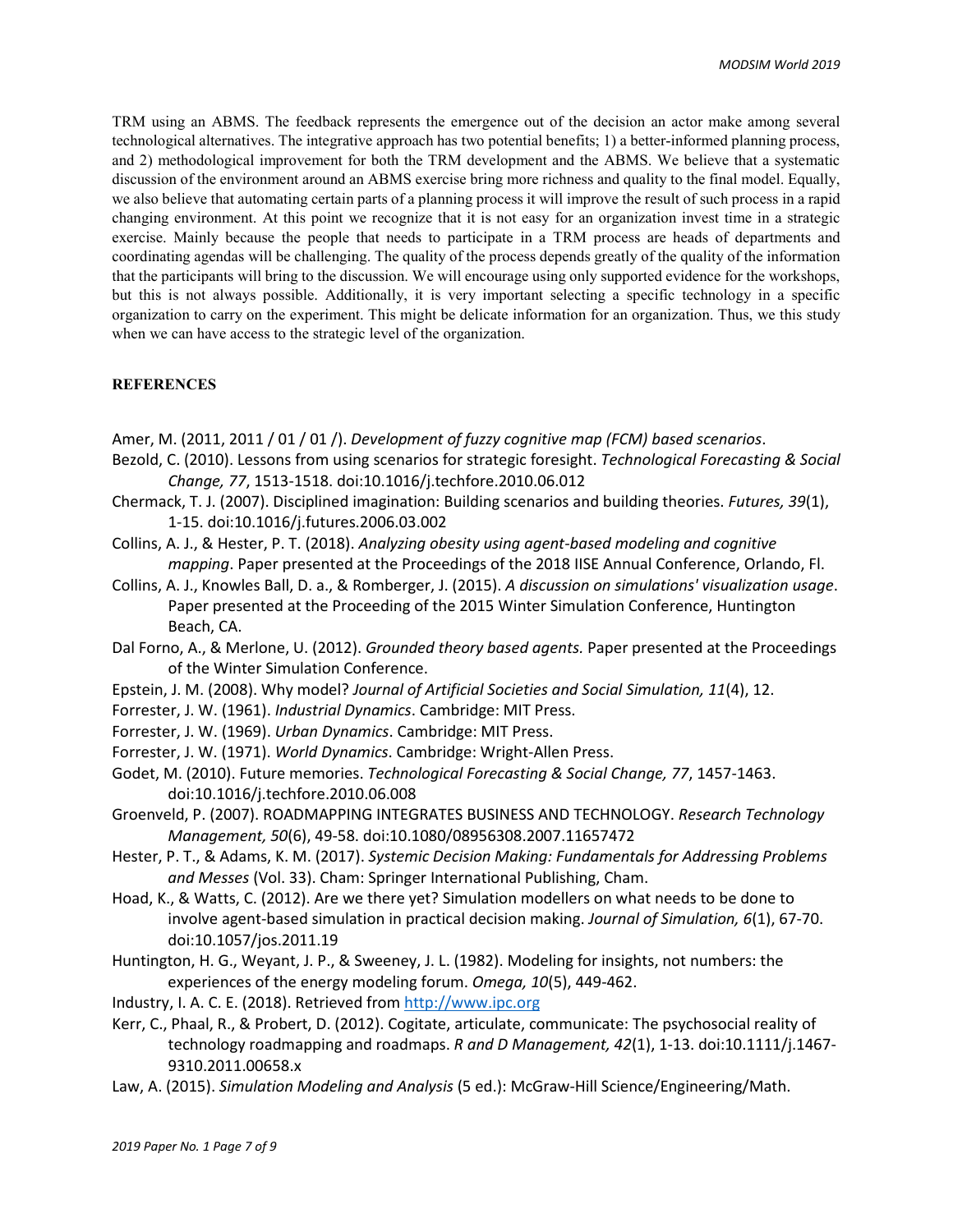TRM using an ABMS. The feedback represents the emergence out of the decision an actor make among several technological alternatives. The integrative approach has two potential benefits; 1) a better-informed planning process, and 2) methodological improvement for both the TRM development and the ABMS. We believe that a systematic discussion of the environment around an ABMS exercise bring more richness and quality to the final model. Equally, we also believe that automating certain parts of a planning process it will improve the result of such process in a rapid changing environment. At this point we recognize that it is not easy for an organization invest time in a strategic exercise. Mainly because the people that needs to participate in a TRM process are heads of departments and coordinating agendas will be challenging. The quality of the process depends greatly of the quality of the information that the participants will bring to the discussion. We will encourage using only supported evidence for the workshops, but this is not always possible. Additionally, it is very important selecting a specific technology in a specific organization to carry on the experiment. This might be delicate information for an organization. Thus, we this study when we can have access to the strategic level of the organization.

## REFERENCES

Amer, M. (2011, 2011 / 01 / 01 /). *Development of fuzzy cognitive map (FCM) based scenarios*.

Bezold, C. (2010). Lessons from using scenarios for strategic foresight. *Technological Forecasting & Social Change, 77*, 1513-1518. doi:10.1016/j.techfore.2010.06.012

Chermack, T. J. (2007). Disciplined imagination: Building scenarios and building theories. *Futures, 39*(1), 1-15. doi:10.1016/j.futures.2006.03.002

Collins, A. J., & Hester, P. T. (2018). *Analyzing obesity using agent-based modeling and cognitive mapping*. Paper presented at the Proceedings of the 2018 IISE Annual Conference, Orlando, Fl.

Collins, A. J., Knowles Ball, D. a., & Romberger, J. (2015). *A discussion on simulations' visualization usage*. Paper presented at the Proceeding of the 2015 Winter Simulation Conference, Huntington Beach, CA.

Dal Forno, A., & Merlone, U. (2012). *Grounded theory based agents.* Paper presented at the Proceedings of the Winter Simulation Conference.

Epstein, J. M. (2008). Why model? *Journal of Artificial Societies and Social Simulation, 11*(4), 12.

Forrester, J. W. (1961). *Industrial Dynamics*. Cambridge: MIT Press.

Forrester, J. W. (1969). *Urban Dynamics*. Cambridge: MIT Press.

Forrester, J. W. (1971). *World Dynamics*. Cambridge: Wright-Allen Press.

Godet, M. (2010). Future memories. *Technological Forecasting & Social Change, 77*, 1457-1463. doi:10.1016/j.techfore.2010.06.008

Groenveld, P. (2007). ROADMAPPING INTEGRATES BUSINESS AND TECHNOLOGY. *Research Technology Management, 50*(6), 49-58. doi:10.1080/08956308.2007.11657472

Hester, P. T., & Adams, K. M. (2017). *Systemic Decision Making: Fundamentals for Addressing Problems and Messes* (Vol. 33). Cham: Springer International Publishing, Cham.

Hoad, K., & Watts, C. (2012). Are we there yet? Simulation modellers on what needs to be done to involve agent-based simulation in practical decision making. *Journal of Simulation, 6*(1), 67-70. doi:10.1057/jos.2011.19

Huntington, H. G., Weyant, J. P., & Sweeney, J. L. (1982). Modeling for insights, not numbers: the experiences of the energy modeling forum. *Omega, 10*(5), 449-462.

Industry, I. A. C. E. (2018). Retrieved from http://www.ipc.org

Kerr, C., Phaal, R., & Probert, D. (2012). Cogitate, articulate, communicate: The psychosocial reality of technology roadmapping and roadmaps. *R and D Management, 42*(1), 1-13. doi:10.1111/j.1467-9310.2011.00658.x

Law, A. (2015). *Simulation Modeling and Analysis* (5 ed.): McGraw-Hill Science/Engineering/Math.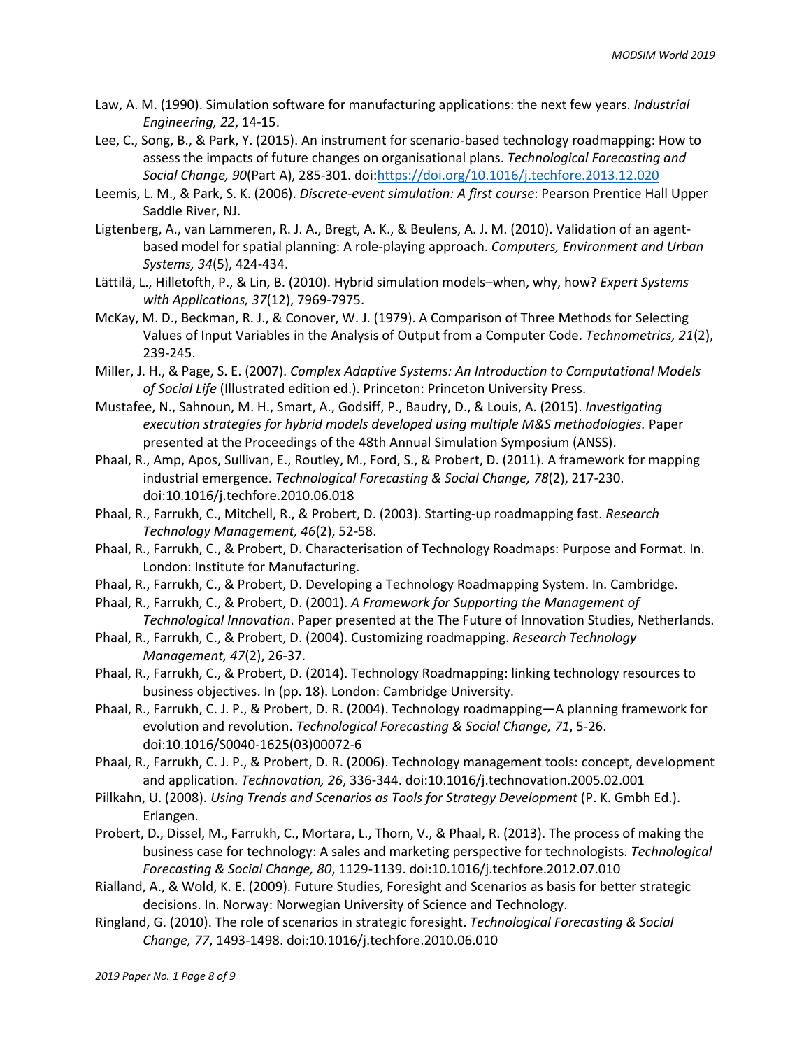Law, A. M. (1990). Simulation software for manufacturing applications: the next few years. *Industrial Engineering, 22*, 14-15.

Lee, C., Song, B., & Park, Y. (2015). An instrument for scenario-based technology roadmapping: How to assess the impacts of future changes on organisational plans. *Technological Forecasting and Social Change, 90*(Part A), 285-301. doi:https://doi.org/10.1016/j.techfore.2013.12.020

Leemis, L. M., & Park, S. K. (2006). *Discrete-event simulation: A first course*: Pearson Prentice Hall Upper Saddle River, NJ.

Ligtenberg, A., van Lammeren, R. J. A., Bregt, A. K., & Beulens, A. J. M. (2010). Validation of an agent-based model for spatial planning: A role-playing approach. *Computers, Environment and Urban Systems, 34*(5), 424-434.

Lättilä, L., Hilletofth, P., & Lin, B. (2010). Hybrid simulation models–when, why, how? *Expert Systems with Applications, 37*(12), 7969-7975.

McKay, M. D., Beckman, R. J., & Conover, W. J. (1979). A Comparison of Three Methods for Selecting Values of Input Variables in the Analysis of Output from a Computer Code. *Technometrics, 21*(2), 239-245.

Miller, J. H., & Page, S. E. (2007). *Complex Adaptive Systems: An Introduction to Computational Models of Social Life* (Illustrated edition ed.). Princeton: Princeton University Press.

Mustafee, N., Sahnoun, M. H., Smart, A., Godsiff, P., Baudry, D., & Louis, A. (2015). *Investigating execution strategies for hybrid models developed using multiple M&S methodologies.* Paper presented at the Proceedings of the 48th Annual Simulation Symposium (ANSS).

Phaal, R., Amp, Apos, Sullivan, E., Routley, M., Ford, S., & Probert, D. (2011). A framework for mapping industrial emergence. *Technological Forecasting & Social Change, 78*(2), 217-230. doi:10.1016/j.techfore.2010.06.018

Phaal, R., Farrukh, C., Mitchell, R., & Probert, D. (2003). Starting-up roadmapping fast. *Research Technology Management, 46*(2), 52-58.

Phaal, R., Farrukh, C., & Probert, D. Characterisation of Technology Roadmaps: Purpose and Format. In. London: Institute for Manufacturing.

Phaal, R., Farrukh, C., & Probert, D. Developing a Technology Roadmapping System. In. Cambridge.

Phaal, R., Farrukh, C., & Probert, D. (2001). *A Framework for Supporting the Management of Technological Innovation*. Paper presented at the The Future of Innovation Studies, Netherlands.

Phaal, R., Farrukh, C., & Probert, D. (2004). Customizing roadmapping. *Research Technology Management, 47*(2), 26-37.

Phaal, R., Farrukh, C., & Probert, D. (2014). Technology Roadmapping: linking technology resources to business objectives. In (pp. 18). London: Cambridge University.

Phaal, R., Farrukh, C. J. P., & Probert, D. R. (2004). Technology roadmapping—A planning framework for evolution and revolution. *Technological Forecasting & Social Change, 71*, 5-26. doi:10.1016/S0040-1625(03)00072-6

Phaal, R., Farrukh, C. J. P., & Probert, D. R. (2006). Technology management tools: concept, development and application. *Technovation, 26*, 336-344. doi:10.1016/j.technovation.2005.02.001

Pillkahn, U. (2008). *Using Trends and Scenarios as Tools for Strategy Development* (P. K. Gmbh Ed.). Erlangen.

Probert, D., Dissel, M., Farrukh, C., Mortara, L., Thorn, V., & Phaal, R. (2013). The process of making the business case for technology: A sales and marketing perspective for technologists. *Technological Forecasting & Social Change, 80*, 1129-1139. doi:10.1016/j.techfore.2012.07.010

Rialland, A., & Wold, K. E. (2009). Future Studies, Foresight and Scenarios as basis for better strategic decisions. In. Norway: Norwegian University of Science and Technology.

Ringland, G. (2010). The role of scenarios in strategic foresight. *Technological Forecasting & Social Change, 77*, 1493-1498. doi:10.1016/j.techfore.2010.06.010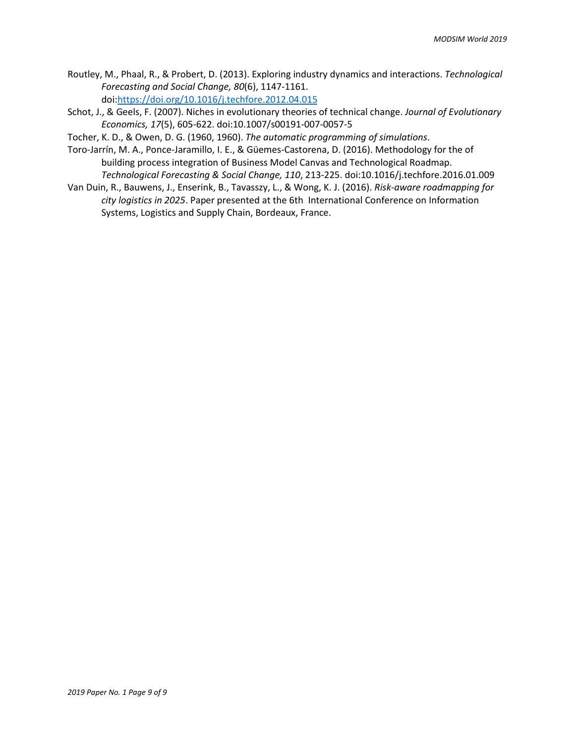Routley, M., Phaal, R., & Probert, D. (2013). Exploring industry dynamics and interactions. *Technological Forecasting and Social Change, 80*(6), 1147-1161. doi:https://doi.org/10.1016/j.techfore.2012.04.015

Schot, J., & Geels, F. (2007). Niches in evolutionary theories of technical change. *Journal of Evolutionary Economics, 17*(5), 605-622. doi:10.1007/s00191-007-0057-5

Tocher, K. D., & Owen, D. G. (1960, 1960). *The automatic programming of simulations*.

Toro-Jarrín, M. A., Ponce-Jaramillo, I. E., & Güemes-Castorena, D. (2016). Methodology for the of building process integration of Business Model Canvas and Technological Roadmap. *Technological Forecasting & Social Change, 110*, 213-225. doi:10.1016/j.techfore.2016.01.009

Van Duin, R., Bauwens, J., Enserink, B., Tavasszy, L., & Wong, K. J. (2016). *Risk-aware roadmapping for city logistics in 2025*. Paper presented at the 6th International Conference on Information Systems, Logistics and Supply Chain, Bordeaux, France.